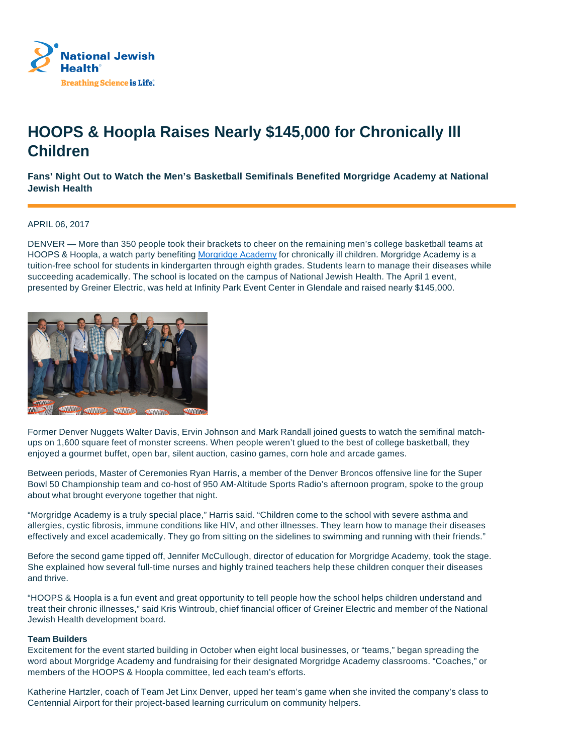# HOOPS & Hoopla Raises Nearly $145,000 for Chronically Ill Children

### Fans' Night Out to Watch the Men's Basketball Semifinals Benefited Morgridge Academy at National Jewish Health

APRIL 06, 2017

DENVER — More than 350 people took their brackets to cheer on the remaining men's college basketball teams at HOOPS & Hoopla, a watch party benefiting Morgridge Academy for chronically ill children. Morgridge Academy is a tuition-free school for students in kindergarten through eighth grades. Students learn to manage their diseases while succeeding academically. The school is located on the campus of National Jewish Health. The April 1 event, presented by Greiner Electric, was held at Infinity Park Event Center in Glendale and raised nearly $145,000.

Former Denver Nuggets Walter Davis, Ervin Johnson and Mark Randall joined guests to watch the semifinal match-ups on 1,600 square feet of monster screens. When people weren't glued to the best of college basketball, they enjoyed a gourmet buffet, open bar, silent auction, casino games, corn hole and arcade games.

Between periods, Master of Ceremonies Ryan Harris, a member of the Denver Broncos offensive line for the Super Bowl 50 Championship team and co-host of 950 AM-Altitude Sports Radio's afternoon program, spoke to the group about what brought everyone together that night.

"Morgridge Academy is a truly special place," Harris said. "Children come to the school with severe asthma and allergies, cystic fibrosis, immune conditions like HIV, and other illnesses. They learn how to manage their diseases effectively and excel academically. They go from sitting on the sidelines to swimming and running with their friends."

Before the second game tipped off, Jennifer McCullough, director of education for Morgridge Academy, took the stage. She explained how several full-time nurses and highly trained teachers help these children conquer their diseases and thrive.

"HOOPS & Hoopla is a fun event and great opportunity to tell people how the school helps children understand and treat their chronic illnesses," said Kris Wintroub, chief financial officer of Greiner Electric and member of the National Jewish Health development board.

**Team Builders**

Excitement for the event started building in October when eight local businesses, or "teams," began spreading the word about Morgridge Academy and fundraising for their designated Morgridge Academy classrooms. "Coaches," or members of the HOOPS & Hoopla committee, led each team's efforts.

Katherine Hartzler, coach of Team Jet Linx Denver, upped her team's game when she invited the company's class to Centennial Airport for their project-based learning curriculum on community helpers.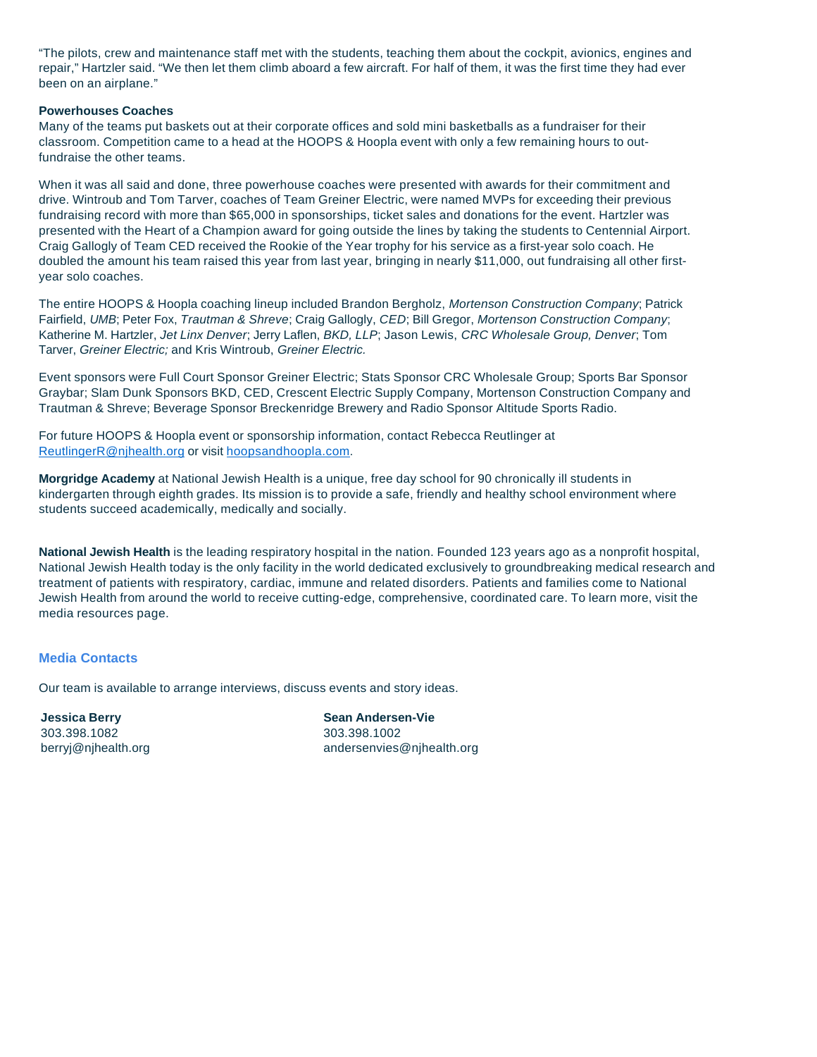"The pilots, crew and maintenance staff met with the students, teaching them about the cockpit, avionics, engines and repair," Hartzler said. "We then let them climb aboard a few aircraft. For half of them, it was the first time they had ever been on an airplane."

**Powerhouses Coaches**

Many of the teams put baskets out at their corporate offices and sold mini basketballs as a fundraiser for their classroom. Competition came to a head at the HOOPS & Hoopla event with only a few remaining hours to out-fundraise the other teams.

When it was all said and done, three powerhouse coaches were presented with awards for their commitment and drive. Wintroub and Tom Tarver, coaches of Team Greiner Electric, were named MVPs for exceeding their previous fundraising record with more than $65,000 in sponsorships, ticket sales and donations for the event. Hartzler was presented with the Heart of a Champion award for going outside the lines by taking the students to Centennial Airport. Craig Gallogly of Team CED received the Rookie of the Year trophy for his service as a first-year solo coach. He doubled the amount his team raised this year from last year, bringing in nearly $11,000, out fundraising all other first-year solo coaches.

The entire HOOPS & Hoopla coaching lineup included Brandon Bergholz, *Mortenson Construction Company*; Patrick Fairfield, *UMB*; Peter Fox, *Trautman & Shreve*; Craig Gallogly, *CED*; Bill Gregor, *Mortenson Construction Company*; Katherine M. Hartzler, *Jet Linx Denver*; Jerry Laflen, *BKD, LLP*; Jason Lewis, *CRC Wholesale Group, Denver*; Tom Tarver, *Greiner Electric;* and Kris Wintroub, *Greiner Electric.*

Event sponsors were Full Court Sponsor Greiner Electric; Stats Sponsor CRC Wholesale Group; Sports Bar Sponsor Graybar; Slam Dunk Sponsors BKD, CED, Crescent Electric Supply Company, Mortenson Construction Company and Trautman & Shreve; Beverage Sponsor Breckenridge Brewery and Radio Sponsor Altitude Sports Radio.

For future HOOPS & Hoopla event or sponsorship information, contact Rebecca Reutlinger at ReutlingerR@njhealth.org or visit hoopsandhoopla.com.

**Morgridge Academy** at National Jewish Health is a unique, free day school for 90 chronically ill students in kindergarten through eighth grades. Its mission is to provide a safe, friendly and healthy school environment where students succeed academically, medically and socially.

**National Jewish Health** is the leading respiratory hospital in the nation. Founded 123 years ago as a nonprofit hospital, National Jewish Health today is the only facility in the world dedicated exclusively to groundbreaking medical research and treatment of patients with respiratory, cardiac, immune and related disorders. Patients and families come to National Jewish Health from around the world to receive cutting-edge, comprehensive, coordinated care. To learn more, visit the media resources page.

### Media Contacts

Our team is available to arrange interviews, discuss events and story ideas.

**Jessica Berry**
303.398.1082
berryj@njhealth.org

**Sean Andersen-Vie**
303.398.1002
andersenvies@njhealth.org